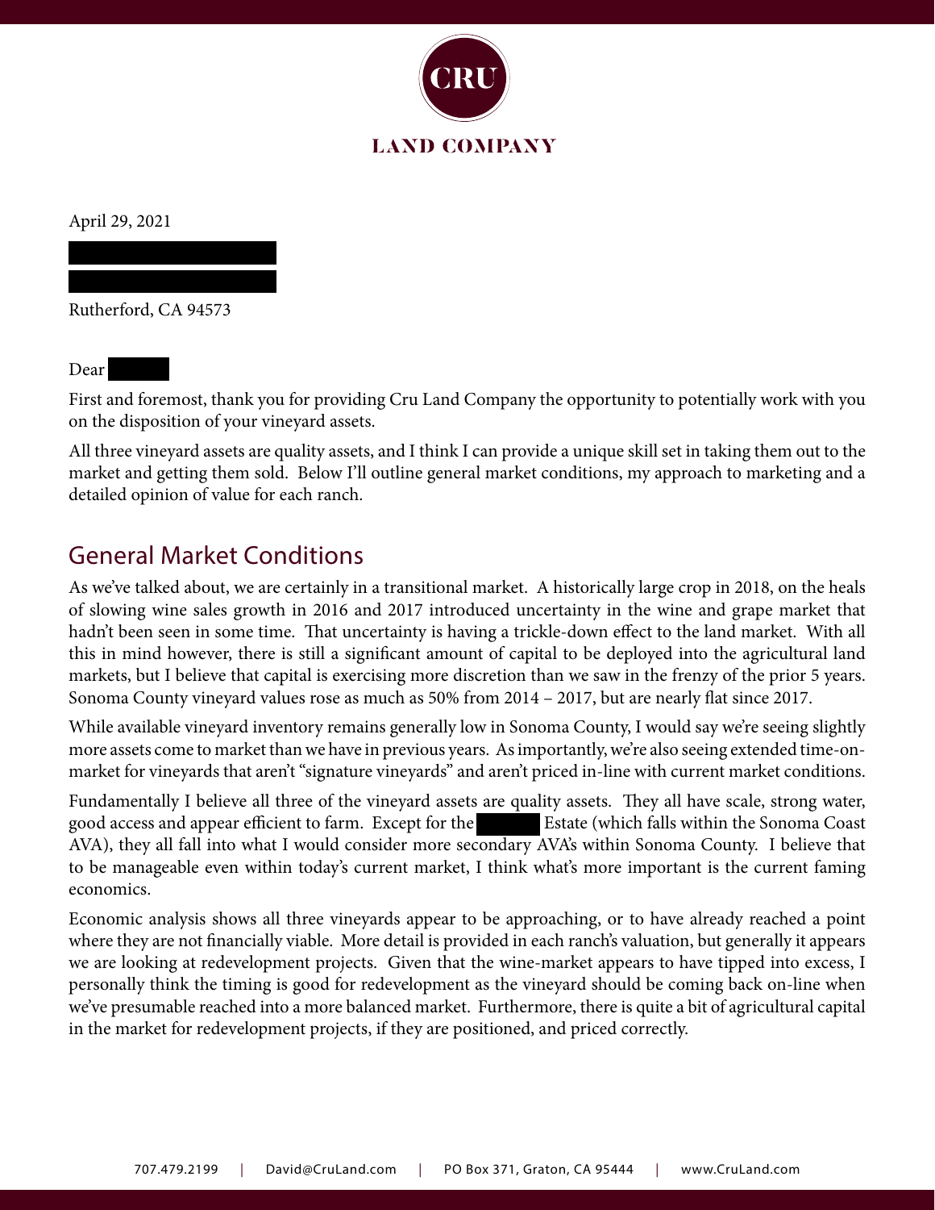CRU

LAND COMPANY

April 29, 2021

Rutherford, CA 94573

Dear

First and foremost, thank you for providing Cru Land Company the opportunity to potentially work with you on the disposition of your vineyard assets.

All three vineyard assets are quality assets, and I think I can provide a unique skill set in taking them out to the market and getting them sold. Below I'll outline general market conditions, my approach to marketing and a detailed opinion of value for each ranch.

## General Market Conditions

As we've talked about, we are certainly in a transitional market. A historically large crop in 2018, on the heals of slowing wine sales growth in 2016 and 2017 introduced uncertainty in the wine and grape market that hadn't been seen in some time. That uncertainty is having a trickle-down effect to the land market. With all this in mind however, there is still a significant amount of capital to be deployed into the agricultural land markets, but I believe that capital is exercising more discretion than we saw in the frenzy of the prior 5 years. Sonoma County vineyard values rose as much as 50% from 2014 – 2017, but are nearly flat since 2017.

While available vineyard inventory remains generally low in Sonoma County, I would say we're seeing slightly more assets come to market than we have in previous years. As importantly, we're also seeing extended time-on-market for vineyards that aren't "signature vineyards" and aren't priced in-line with current market conditions.

Fundamentally I believe all three of the vineyard assets are quality assets. They all have scale, strong water, good access and appear efficient to farm. Except for the Estate (which falls within the Sonoma Coast AVA), they all fall into what I would consider more secondary AVA's within Sonoma County. I believe that to be manageable even within today's current market, I think what's more important is the current faming economics.

Economic analysis shows all three vineyards appear to be approaching, or to have already reached a point where they are not financially viable. More detail is provided in each ranch's valuation, but generally it appears we are looking at redevelopment projects. Given that the wine-market appears to have tipped into excess, I personally think the timing is good for redevelopment as the vineyard should be coming back on-line when we've presumable reached into a more balanced market. Furthermore, there is quite a bit of agricultural capital in the market for redevelopment projects, if they are positioned, and priced correctly.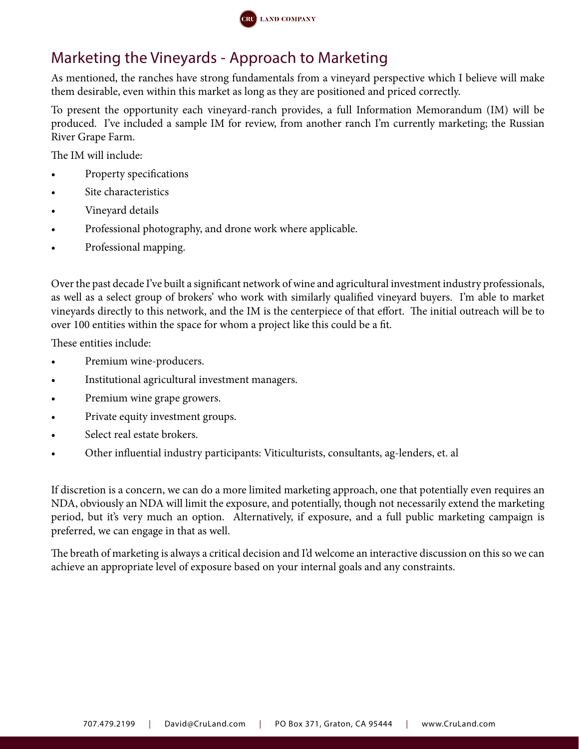# Marketing the Vineyards - Approach to Marketing

As mentioned, the ranches have strong fundamentals from a vineyard perspective which I believe will make them desirable, even within this market as long as they are positioned and priced correctly.

To present the opportunity each vineyard-ranch provides, a full Information Memorandum (IM) will be produced. I've included a sample IM for review, from another ranch I'm currently marketing; the Russian River Grape Farm.

The IM will include:

- Property specifications
- Site characteristics
- Vineyard details
- Professional photography, and drone work where applicable.
- Professional mapping.

Over the past decade I've built a significant network of wine and agricultural investment industry professionals, as well as a select group of brokers' who work with similarly qualified vineyard buyers. I'm able to market vineyards directly to this network, and the IM is the centerpiece of that effort. The initial outreach will be to over 100 entities within the space for whom a project like this could be a fit.

These entities include:

- Premium wine-producers.
- Institutional agricultural investment managers.
- Premium wine grape growers.
- Private equity investment groups.
- Select real estate brokers.
- Other influential industry participants: Viticulturists, consultants, ag-lenders, et. al

If discretion is a concern, we can do a more limited marketing approach, one that potentially even requires an NDA, obviously an NDA will limit the exposure, and potentially, though not necessarily extend the marketing period, but it's very much an option. Alternatively, if exposure, and a full public marketing campaign is preferred, we can engage in that as well.

The breath of marketing is always a critical decision and I'd welcome an interactive discussion on this so we can achieve an appropriate level of exposure based on your internal goals and any constraints.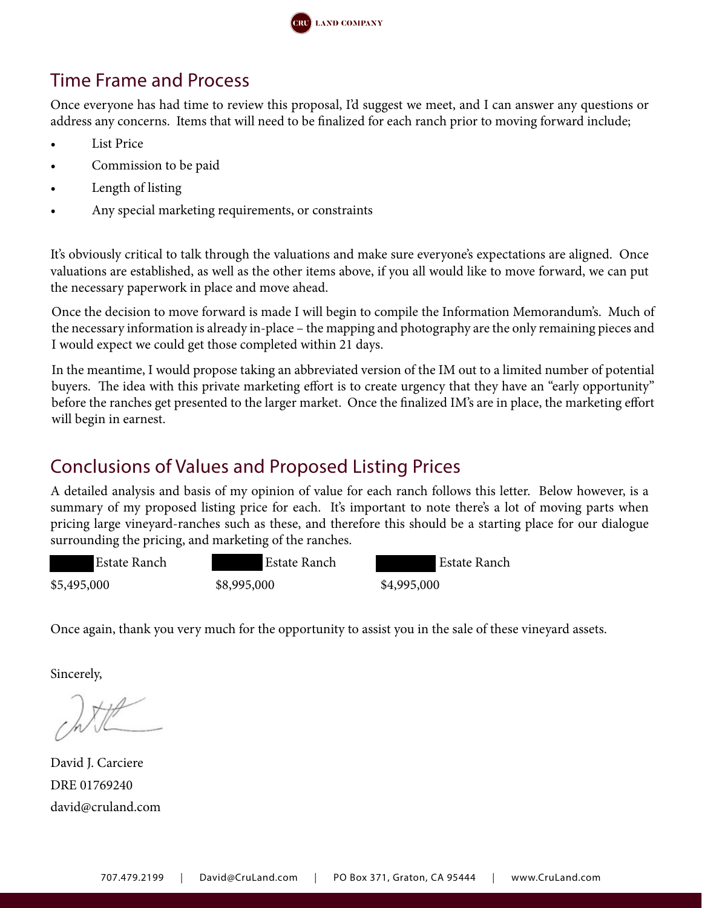## Time Frame and Process

Once everyone has had time to review this proposal, I'd suggest we meet, and I can answer any questions or address any concerns. Items that will need to be finalized for each ranch prior to moving forward include;

- List Price
- Commission to be paid
- Length of listing
- Any special marketing requirements, or constraints

It's obviously critical to talk through the valuations and make sure everyone's expectations are aligned. Once valuations are established, as well as the other items above, if you all would like to move forward, we can put the necessary paperwork in place and move ahead.

Once the decision to move forward is made I will begin to compile the Information Memorandum's. Much of the necessary information is already in-place – the mapping and photography are the only remaining pieces and I would expect we could get those completed within 21 days.

In the meantime, I would propose taking an abbreviated version of the IM out to a limited number of potential buyers. The idea with this private marketing effort is to create urgency that they have an "early opportunity" before the ranches get presented to the larger market. Once the finalized IM's are in place, the marketing effort will begin in earnest.

## Conclusions of Values and Proposed Listing Prices

A detailed analysis and basis of my opinion of value for each ranch follows this letter. Below however, is a summary of my proposed listing price for each. It's important to note there's a lot of moving parts when pricing large vineyard-ranches such as these, and therefore this should be a starting place for our dialogue surrounding the pricing, and marketing of the ranches.

| [REDACTED] Estate Ranch | [REDACTED] Estate Ranch | [REDACTED] Estate Ranch |
|---|---|---|
| $5,495,000 | $8,995,000 | $4,995,000 |

Once again, thank you very much for the opportunity to assist you in the sale of these vineyard assets.

Sincerely,

David J. Carciere
DRE 01769240
david@cruland.com